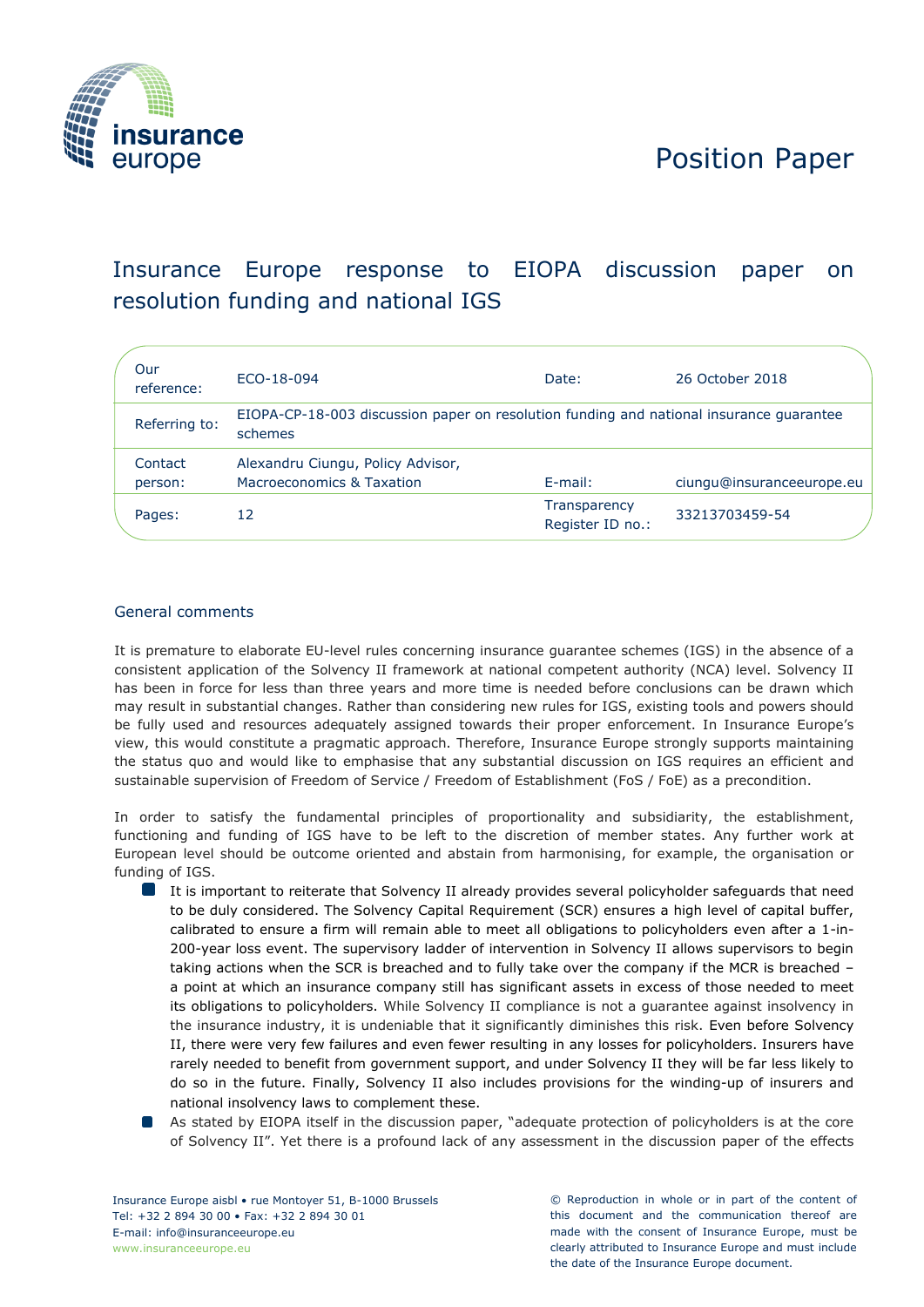insurance europe

Position Paper

# Insurance Europe response to EIOPA discussion paper on resolution funding and national IGS

| Our reference: | ECO-18-094 | Date: | 26 October 2018 |
|---|---|---|---|
| Referring to: | EIOPA-CP-18-003 discussion paper on resolution funding and national insurance guarantee schemes | | |
| Contact person: | Alexandru Ciungu, Policy Advisor, Macroeconomics & Taxation | E-mail: | ciungu@insuranceeurope.eu |
| Pages: | 12 | Transparency Register ID no.: | 33213703459-54 |

## General comments

It is premature to elaborate EU-level rules concerning insurance guarantee schemes (IGS) in the absence of a consistent application of the Solvency II framework at national competent authority (NCA) level. Solvency II has been in force for less than three years and more time is needed before conclusions can be drawn which may result in substantial changes. Rather than considering new rules for IGS, existing tools and powers should be fully used and resources adequately assigned towards their proper enforcement. In Insurance Europe's view, this would constitute a pragmatic approach. Therefore, Insurance Europe strongly supports maintaining the status quo and would like to emphasise that any substantial discussion on IGS requires an efficient and sustainable supervision of Freedom of Service / Freedom of Establishment (FoS / FoE) as a precondition.

In order to satisfy the fundamental principles of proportionality and subsidiarity, the establishment, functioning and funding of IGS have to be left to the discretion of member states. Any further work at European level should be outcome oriented and abstain from harmonising, for example, the organisation or funding of IGS.

- It is important to reiterate that Solvency II already provides several policyholder safeguards that need to be duly considered. The Solvency Capital Requirement (SCR) ensures a high level of capital buffer, calibrated to ensure a firm will remain able to meet all obligations to policyholders even after a 1-in-200-year loss event. The supervisory ladder of intervention in Solvency II allows supervisors to begin taking actions when the SCR is breached and to fully take over the company if the MCR is breached – a point at which an insurance company still has significant assets in excess of those needed to meet its obligations to policyholders. While Solvency II compliance is not a guarantee against insolvency in the insurance industry, it is undeniable that it significantly diminishes this risk. Even before Solvency II, there were very few failures and even fewer resulting in any losses for policyholders. Insurers have rarely needed to benefit from government support, and under Solvency II they will be far less likely to do so in the future. Finally, Solvency II also includes provisions for the winding-up of insurers and national insolvency laws to complement these.
- As stated by EIOPA itself in the discussion paper, "adequate protection of policyholders is at the core of Solvency II". Yet there is a profound lack of any assessment in the discussion paper of the effects

Insurance Europe aisbl • rue Montoyer 51, B-1000 Brussels
Tel: +32 2 894 30 00 • Fax: +32 2 894 30 01
E-mail: info@insuranceeurope.eu
www.insuranceeurope.eu

© Reproduction in whole or in part of the content of this document and the communication thereof are made with the consent of Insurance Europe, must be clearly attributed to Insurance Europe and must include the date of the Insurance Europe document.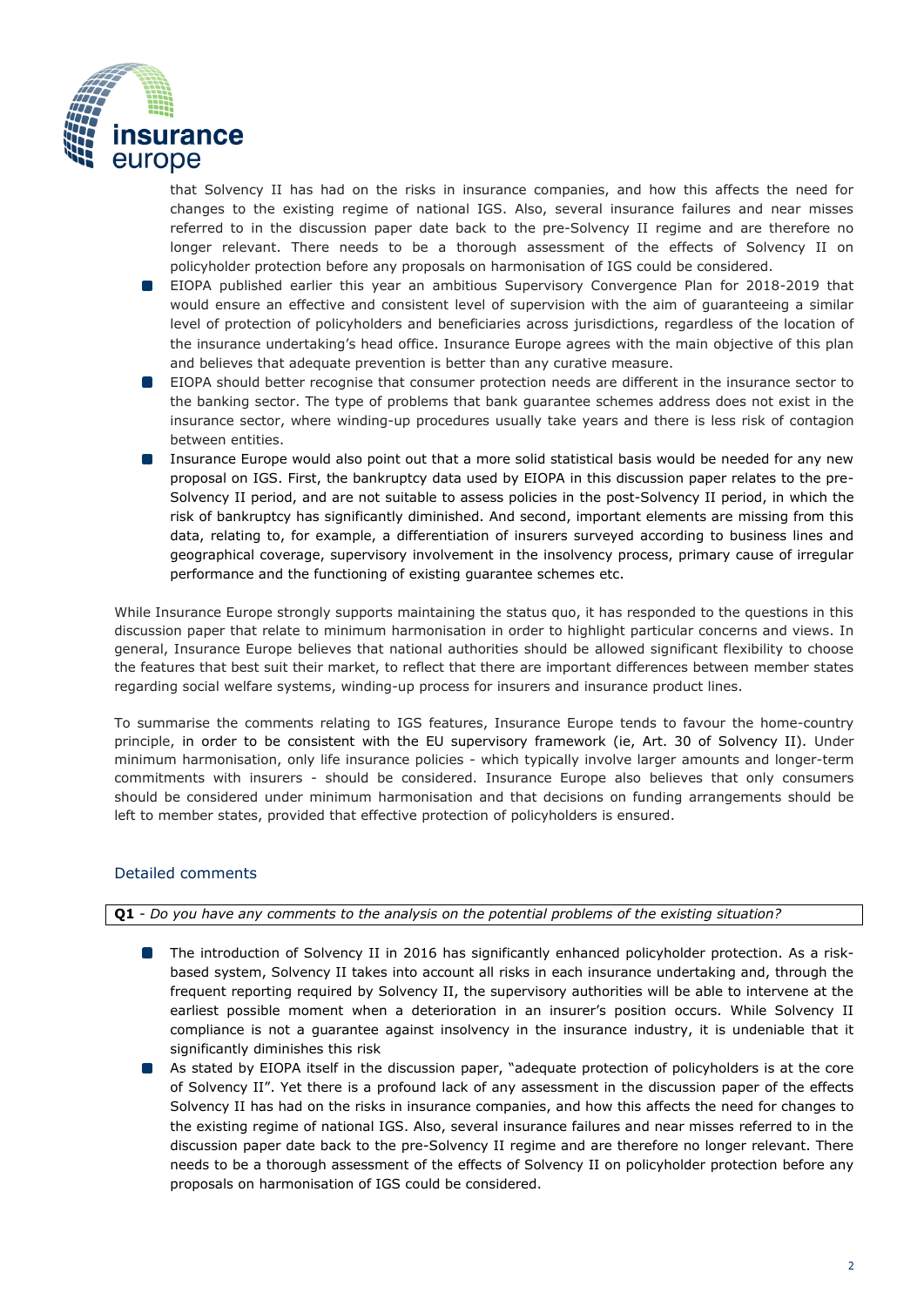that Solvency II has had on the risks in insurance companies, and how this affects the need for changes to the existing regime of national IGS. Also, several insurance failures and near misses referred to in the discussion paper date back to the pre-Solvency II regime and are therefore no longer relevant. There needs to be a thorough assessment of the effects of Solvency II on policyholder protection before any proposals on harmonisation of IGS could be considered.

- EIOPA published earlier this year an ambitious Supervisory Convergence Plan for 2018-2019 that would ensure an effective and consistent level of supervision with the aim of guaranteeing a similar level of protection of policyholders and beneficiaries across jurisdictions, regardless of the location of the insurance undertaking's head office. Insurance Europe agrees with the main objective of this plan and believes that adequate prevention is better than any curative measure.
- EIOPA should better recognise that consumer protection needs are different in the insurance sector to the banking sector. The type of problems that bank guarantee schemes address does not exist in the insurance sector, where winding-up procedures usually take years and there is less risk of contagion between entities.
- Insurance Europe would also point out that a more solid statistical basis would be needed for any new proposal on IGS. First, the bankruptcy data used by EIOPA in this discussion paper relates to the pre-Solvency II period, and are not suitable to assess policies in the post-Solvency II period, in which the risk of bankruptcy has significantly diminished. And second, important elements are missing from this data, relating to, for example, a differentiation of insurers surveyed according to business lines and geographical coverage, supervisory involvement in the insolvency process, primary cause of irregular performance and the functioning of existing guarantee schemes etc.

While Insurance Europe strongly supports maintaining the status quo, it has responded to the questions in this discussion paper that relate to minimum harmonisation in order to highlight particular concerns and views. In general, Insurance Europe believes that national authorities should be allowed significant flexibility to choose the features that best suit their market, to reflect that there are important differences between member states regarding social welfare systems, winding-up process for insurers and insurance product lines.

To summarise the comments relating to IGS features, Insurance Europe tends to favour the home-country principle, in order to be consistent with the EU supervisory framework (ie, Art. 30 of Solvency II). Under minimum harmonisation, only life insurance policies - which typically involve larger amounts and longer-term commitments with insurers - should be considered. Insurance Europe also believes that only consumers should be considered under minimum harmonisation and that decisions on funding arrangements should be left to member states, provided that effective protection of policyholders is ensured.

## Detailed comments

**Q1** - *Do you have any comments to the analysis on the potential problems of the existing situation?*

- The introduction of Solvency II in 2016 has significantly enhanced policyholder protection. As a risk-based system, Solvency II takes into account all risks in each insurance undertaking and, through the frequent reporting required by Solvency II, the supervisory authorities will be able to intervene at the earliest possible moment when a deterioration in an insurer's position occurs. While Solvency II compliance is not a guarantee against insolvency in the insurance industry, it is undeniable that it significantly diminishes this risk
- As stated by EIOPA itself in the discussion paper, "adequate protection of policyholders is at the core of Solvency II". Yet there is a profound lack of any assessment in the discussion paper of the effects Solvency II has had on the risks in insurance companies, and how this affects the need for changes to the existing regime of national IGS. Also, several insurance failures and near misses referred to in the discussion paper date back to the pre-Solvency II regime and are therefore no longer relevant. There needs to be a thorough assessment of the effects of Solvency II on policyholder protection before any proposals on harmonisation of IGS could be considered.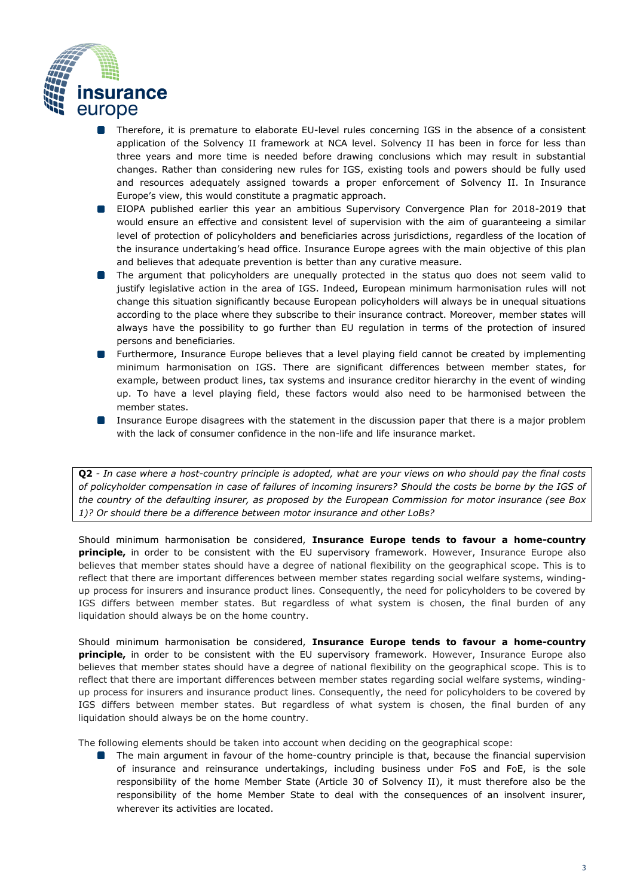- Therefore, it is premature to elaborate EU-level rules concerning IGS in the absence of a consistent application of the Solvency II framework at NCA level. Solvency II has been in force for less than three years and more time is needed before drawing conclusions which may result in substantial changes. Rather than considering new rules for IGS, existing tools and powers should be fully used and resources adequately assigned towards a proper enforcement of Solvency II. In Insurance Europe's view, this would constitute a pragmatic approach.
- EIOPA published earlier this year an ambitious Supervisory Convergence Plan for 2018-2019 that would ensure an effective and consistent level of supervision with the aim of guaranteeing a similar level of protection of policyholders and beneficiaries across jurisdictions, regardless of the location of the insurance undertaking's head office. Insurance Europe agrees with the main objective of this plan and believes that adequate prevention is better than any curative measure.
- The argument that policyholders are unequally protected in the status quo does not seem valid to justify legislative action in the area of IGS. Indeed, European minimum harmonisation rules will not change this situation significantly because European policyholders will always be in unequal situations according to the place where they subscribe to their insurance contract. Moreover, member states will always have the possibility to go further than EU regulation in terms of the protection of insured persons and beneficiaries.
- Furthermore, Insurance Europe believes that a level playing field cannot be created by implementing minimum harmonisation on IGS. There are significant differences between member states, for example, between product lines, tax systems and insurance creditor hierarchy in the event of winding up. To have a level playing field, these factors would also need to be harmonised between the member states.
- Insurance Europe disagrees with the statement in the discussion paper that there is a major problem with the lack of consumer confidence in the non-life and life insurance market.

**Q2** - *In case where a host-country principle is adopted, what are your views on who should pay the final costs of policyholder compensation in case of failures of incoming insurers? Should the costs be borne by the IGS of the country of the defaulting insurer, as proposed by the European Commission for motor insurance (see Box 1)? Or should there be a difference between motor insurance and other LoBs?*

Should minimum harmonisation be considered, **Insurance Europe tends to favour a home-country principle,** in order to be consistent with the EU supervisory framework. However, Insurance Europe also believes that member states should have a degree of national flexibility on the geographical scope. This is to reflect that there are important differences between member states regarding social welfare systems, winding-up process for insurers and insurance product lines. Consequently, the need for policyholders to be covered by IGS differs between member states. But regardless of what system is chosen, the final burden of any liquidation should always be on the home country.

Should minimum harmonisation be considered, **Insurance Europe tends to favour a home-country principle,** in order to be consistent with the EU supervisory framework. However, Insurance Europe also believes that member states should have a degree of national flexibility on the geographical scope. This is to reflect that there are important differences between member states regarding social welfare systems, winding-up process for insurers and insurance product lines. Consequently, the need for policyholders to be covered by IGS differs between member states. But regardless of what system is chosen, the final burden of any liquidation should always be on the home country.

The following elements should be taken into account when deciding on the geographical scope:

- The main argument in favour of the home-country principle is that, because the financial supervision of insurance and reinsurance undertakings, including business under FoS and FoE, is the sole responsibility of the home Member State (Article 30 of Solvency II), it must therefore also be the responsibility of the home Member State to deal with the consequences of an insolvent insurer, wherever its activities are located.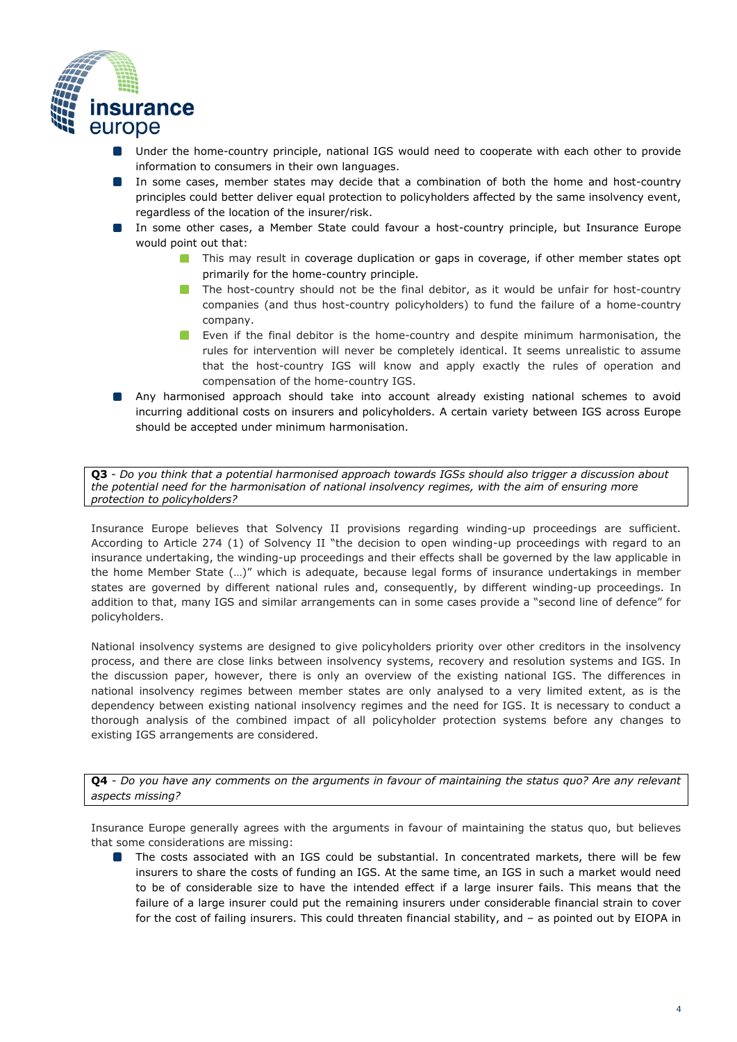- Under the home-country principle, national IGS would need to cooperate with each other to provide information to consumers in their own languages.
- In some cases, member states may decide that a combination of both the home and host-country principles could better deliver equal protection to policyholders affected by the same insolvency event, regardless of the location of the insurer/risk.
- In some other cases, a Member State could favour a host-country principle, but Insurance Europe would point out that:
    - This may result in coverage duplication or gaps in coverage, if other member states opt primarily for the home-country principle.
    - The host-country should not be the final debitor, as it would be unfair for host-country companies (and thus host-country policyholders) to fund the failure of a home-country company.
    - Even if the final debitor is the home-country and despite minimum harmonisation, the rules for intervention will never be completely identical. It seems unrealistic to assume that the host-country IGS will know and apply exactly the rules of operation and compensation of the home-country IGS.
- Any harmonised approach should take into account already existing national schemes to avoid incurring additional costs on insurers and policyholders. A certain variety between IGS across Europe should be accepted under minimum harmonisation.

**Q3** - *Do you think that a potential harmonised approach towards IGSs should also trigger a discussion about the potential need for the harmonisation of national insolvency regimes, with the aim of ensuring more protection to policyholders?*

Insurance Europe believes that Solvency II provisions regarding winding-up proceedings are sufficient. According to Article 274 (1) of Solvency II "the decision to open winding-up proceedings with regard to an insurance undertaking, the winding-up proceedings and their effects shall be governed by the law applicable in the home Member State (…)" which is adequate, because legal forms of insurance undertakings in member states are governed by different national rules and, consequently, by different winding-up proceedings. In addition to that, many IGS and similar arrangements can in some cases provide a "second line of defence" for policyholders.

National insolvency systems are designed to give policyholders priority over other creditors in the insolvency process, and there are close links between insolvency systems, recovery and resolution systems and IGS. In the discussion paper, however, there is only an overview of the existing national IGS. The differences in national insolvency regimes between member states are only analysed to a very limited extent, as is the dependency between existing national insolvency regimes and the need for IGS. It is necessary to conduct a thorough analysis of the combined impact of all policyholder protection systems before any changes to existing IGS arrangements are considered.

**Q4** - *Do you have any comments on the arguments in favour of maintaining the status quo? Are any relevant aspects missing?*

Insurance Europe generally agrees with the arguments in favour of maintaining the status quo, but believes that some considerations are missing:

- The costs associated with an IGS could be substantial. In concentrated markets, there will be few insurers to share the costs of funding an IGS. At the same time, an IGS in such a market would need to be of considerable size to have the intended effect if a large insurer fails. This means that the failure of a large insurer could put the remaining insurers under considerable financial strain to cover for the cost of failing insurers. This could threaten financial stability, and – as pointed out by EIOPA in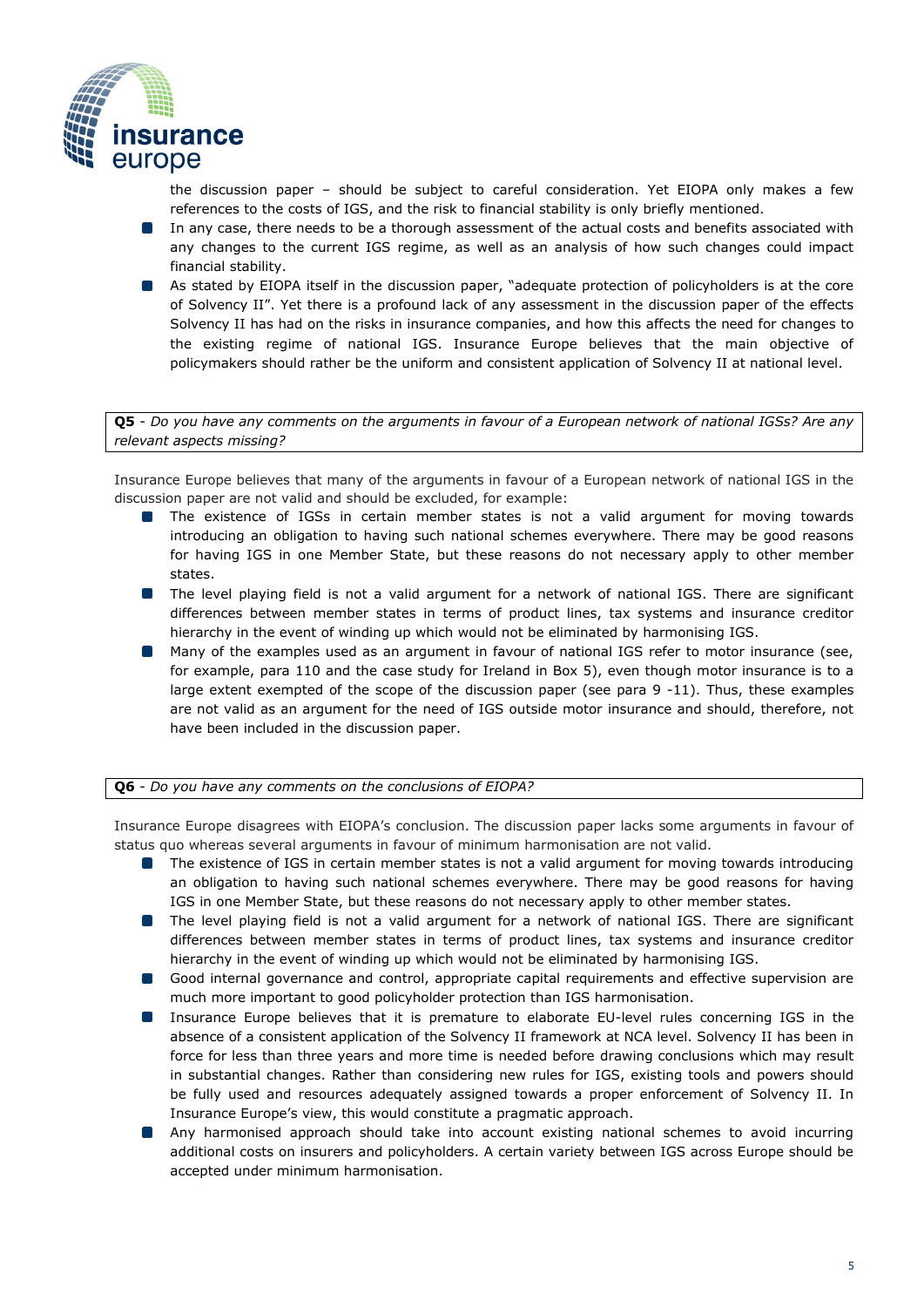the discussion paper – should be subject to careful consideration. Yet EIOPA only makes a few references to the costs of IGS, and the risk to financial stability is only briefly mentioned.

- In any case, there needs to be a thorough assessment of the actual costs and benefits associated with any changes to the current IGS regime, as well as an analysis of how such changes could impact financial stability.
- As stated by EIOPA itself in the discussion paper, "adequate protection of policyholders is at the core of Solvency II". Yet there is a profound lack of any assessment in the discussion paper of the effects Solvency II has had on the risks in insurance companies, and how this affects the need for changes to the existing regime of national IGS. Insurance Europe believes that the main objective of policymakers should rather be the uniform and consistent application of Solvency II at national level.

**Q5** - *Do you have any comments on the arguments in favour of a European network of national IGSs? Are any relevant aspects missing?*

Insurance Europe believes that many of the arguments in favour of a European network of national IGS in the discussion paper are not valid and should be excluded, for example:

- The existence of IGSs in certain member states is not a valid argument for moving towards introducing an obligation to having such national schemes everywhere. There may be good reasons for having IGS in one Member State, but these reasons do not necessary apply to other member states.
- The level playing field is not a valid argument for a network of national IGS. There are significant differences between member states in terms of product lines, tax systems and insurance creditor hierarchy in the event of winding up which would not be eliminated by harmonising IGS.
- Many of the examples used as an argument in favour of national IGS refer to motor insurance (see, for example, para 110 and the case study for Ireland in Box 5), even though motor insurance is to a large extent exempted of the scope of the discussion paper (see para 9 -11). Thus, these examples are not valid as an argument for the need of IGS outside motor insurance and should, therefore, not have been included in the discussion paper.

**Q6** - *Do you have any comments on the conclusions of EIOPA?*

Insurance Europe disagrees with EIOPA's conclusion. The discussion paper lacks some arguments in favour of status quo whereas several arguments in favour of minimum harmonisation are not valid.

- The existence of IGS in certain member states is not a valid argument for moving towards introducing an obligation to having such national schemes everywhere. There may be good reasons for having IGS in one Member State, but these reasons do not necessary apply to other member states.
- The level playing field is not a valid argument for a network of national IGS. There are significant differences between member states in terms of product lines, tax systems and insurance creditor hierarchy in the event of winding up which would not be eliminated by harmonising IGS.
- Good internal governance and control, appropriate capital requirements and effective supervision are much more important to good policyholder protection than IGS harmonisation.
- Insurance Europe believes that it is premature to elaborate EU-level rules concerning IGS in the absence of a consistent application of the Solvency II framework at NCA level. Solvency II has been in force for less than three years and more time is needed before drawing conclusions which may result in substantial changes. Rather than considering new rules for IGS, existing tools and powers should be fully used and resources adequately assigned towards a proper enforcement of Solvency II. In Insurance Europe's view, this would constitute a pragmatic approach.
- Any harmonised approach should take into account existing national schemes to avoid incurring additional costs on insurers and policyholders. A certain variety between IGS across Europe should be accepted under minimum harmonisation.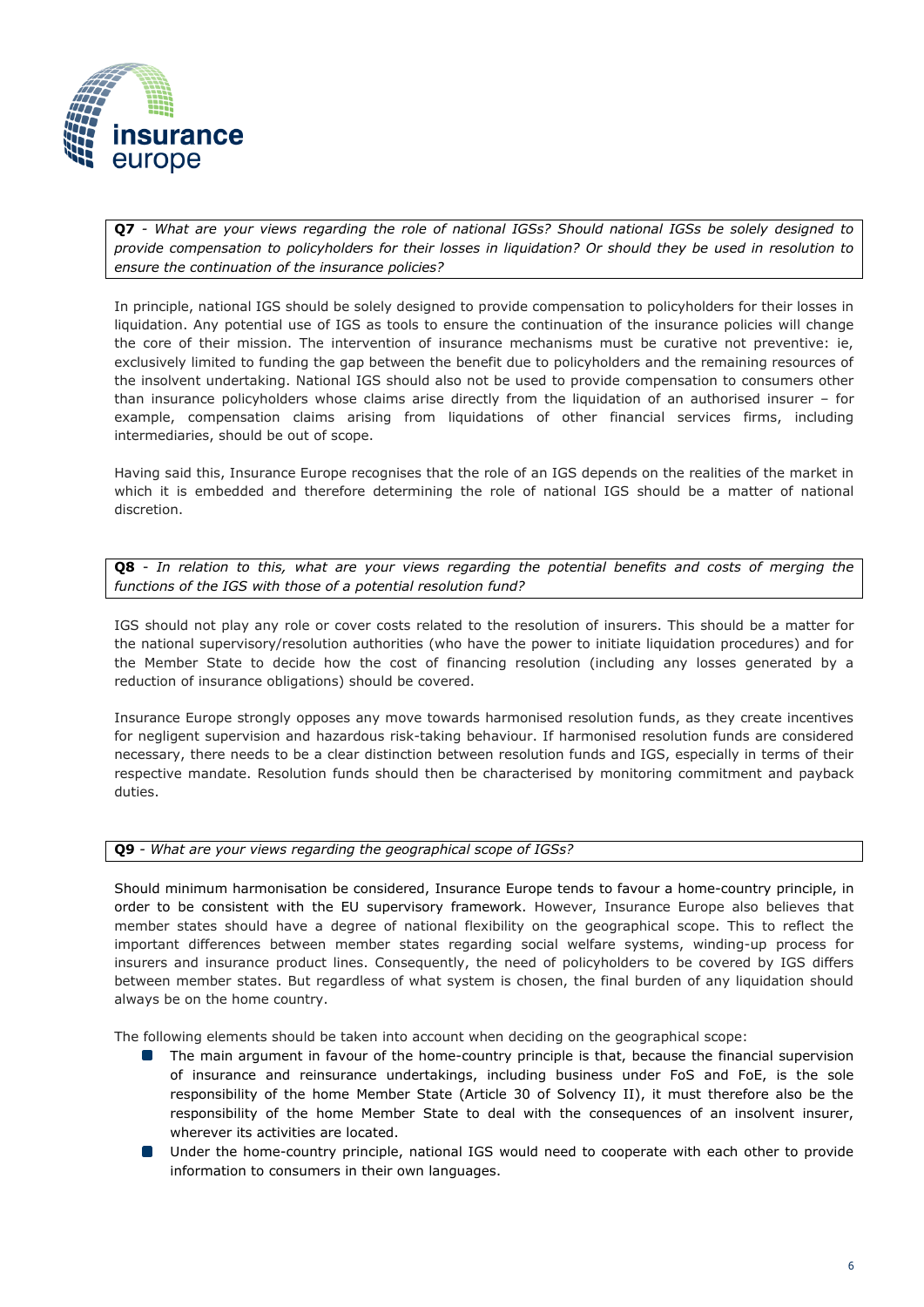**Q7** - *What are your views regarding the role of national IGSs? Should national IGSs be solely designed to provide compensation to policyholders for their losses in liquidation? Or should they be used in resolution to ensure the continuation of the insurance policies?*

In principle, national IGS should be solely designed to provide compensation to policyholders for their losses in liquidation. Any potential use of IGS as tools to ensure the continuation of the insurance policies will change the core of their mission. The intervention of insurance mechanisms must be curative not preventive: ie, exclusively limited to funding the gap between the benefit due to policyholders and the remaining resources of the insolvent undertaking. National IGS should also not be used to provide compensation to consumers other than insurance policyholders whose claims arise directly from the liquidation of an authorised insurer – for example, compensation claims arising from liquidations of other financial services firms, including intermediaries, should be out of scope.

Having said this, Insurance Europe recognises that the role of an IGS depends on the realities of the market in which it is embedded and therefore determining the role of national IGS should be a matter of national discretion.

**Q8** - *In relation to this, what are your views regarding the potential benefits and costs of merging the functions of the IGS with those of a potential resolution fund?*

IGS should not play any role or cover costs related to the resolution of insurers. This should be a matter for the national supervisory/resolution authorities (who have the power to initiate liquidation procedures) and for the Member State to decide how the cost of financing resolution (including any losses generated by a reduction of insurance obligations) should be covered.

Insurance Europe strongly opposes any move towards harmonised resolution funds, as they create incentives for negligent supervision and hazardous risk-taking behaviour. If harmonised resolution funds are considered necessary, there needs to be a clear distinction between resolution funds and IGS, especially in terms of their respective mandate. Resolution funds should then be characterised by monitoring commitment and payback duties.

**Q9** - *What are your views regarding the geographical scope of IGSs?*

Should minimum harmonisation be considered, Insurance Europe tends to favour a home-country principle, in order to be consistent with the EU supervisory framework. However, Insurance Europe also believes that member states should have a degree of national flexibility on the geographical scope. This to reflect the important differences between member states regarding social welfare systems, winding-up process for insurers and insurance product lines. Consequently, the need of policyholders to be covered by IGS differs between member states. But regardless of what system is chosen, the final burden of any liquidation should always be on the home country.

The following elements should be taken into account when deciding on the geographical scope:

- The main argument in favour of the home-country principle is that, because the financial supervision of insurance and reinsurance undertakings, including business under FoS and FoE, is the sole responsibility of the home Member State (Article 30 of Solvency II), it must therefore also be the responsibility of the home Member State to deal with the consequences of an insolvent insurer, wherever its activities are located.
- Under the home-country principle, national IGS would need to cooperate with each other to provide information to consumers in their own languages.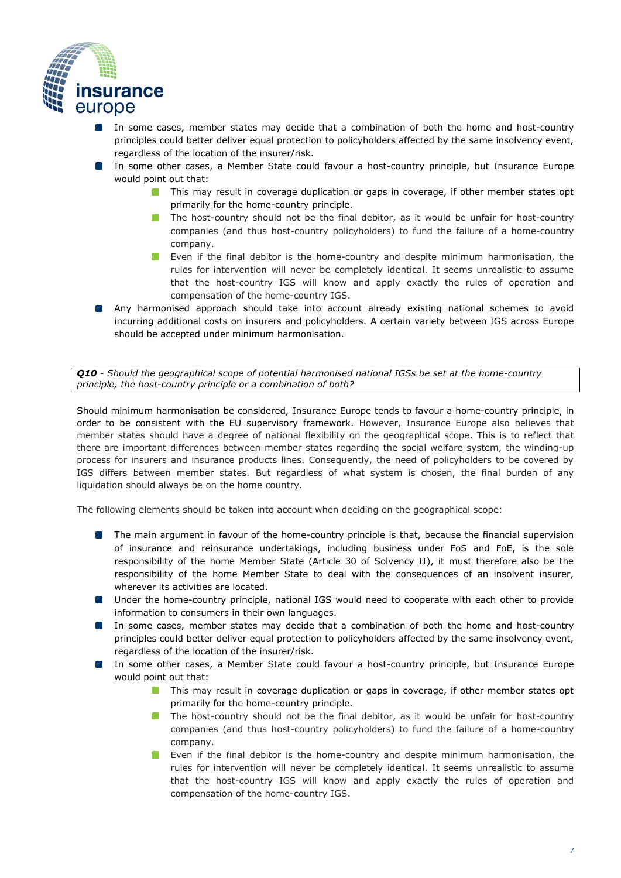- In some cases, member states may decide that a combination of both the home and host-country principles could better deliver equal protection to policyholders affected by the same insolvency event, regardless of the location of the insurer/risk.
- In some other cases, a Member State could favour a host-country principle, but Insurance Europe would point out that:
  - This may result in coverage duplication or gaps in coverage, if other member states opt primarily for the home-country principle.
  - The host-country should not be the final debitor, as it would be unfair for host-country companies (and thus host-country policyholders) to fund the failure of a home-country company.
  - Even if the final debitor is the home-country and despite minimum harmonisation, the rules for intervention will never be completely identical. It seems unrealistic to assume that the host-country IGS will know and apply exactly the rules of operation and compensation of the home-country IGS.
- Any harmonised approach should take into account already existing national schemes to avoid incurring additional costs on insurers and policyholders. A certain variety between IGS across Europe should be accepted under minimum harmonisation.

***Q10** - Should the geographical scope of potential harmonised national IGSs be set at the home-country principle, the host-country principle or a combination of both?*

Should minimum harmonisation be considered, Insurance Europe tends to favour a home-country principle, in order to be consistent with the EU supervisory framework. However, Insurance Europe also believes that member states should have a degree of national flexibility on the geographical scope. This is to reflect that there are important differences between member states regarding the social welfare system, the winding-up process for insurers and insurance products lines. Consequently, the need of policyholders to be covered by IGS differs between member states. But regardless of what system is chosen, the final burden of any liquidation should always be on the home country.

The following elements should be taken into account when deciding on the geographical scope:

- The main argument in favour of the home-country principle is that, because the financial supervision of insurance and reinsurance undertakings, including business under FoS and FoE, is the sole responsibility of the home Member State (Article 30 of Solvency II), it must therefore also be the responsibility of the home Member State to deal with the consequences of an insolvent insurer, wherever its activities are located.
- Under the home-country principle, national IGS would need to cooperate with each other to provide information to consumers in their own languages.
- In some cases, member states may decide that a combination of both the home and host-country principles could better deliver equal protection to policyholders affected by the same insolvency event, regardless of the location of the insurer/risk.
- In some other cases, a Member State could favour a host-country principle, but Insurance Europe would point out that:
  - This may result in coverage duplication or gaps in coverage, if other member states opt primarily for the home-country principle.
  - The host-country should not be the final debitor, as it would be unfair for host-country companies (and thus host-country policyholders) to fund the failure of a home-country company.
  - Even if the final debitor is the home-country and despite minimum harmonisation, the rules for intervention will never be completely identical. It seems unrealistic to assume that the host-country IGS will know and apply exactly the rules of operation and compensation of the home-country IGS.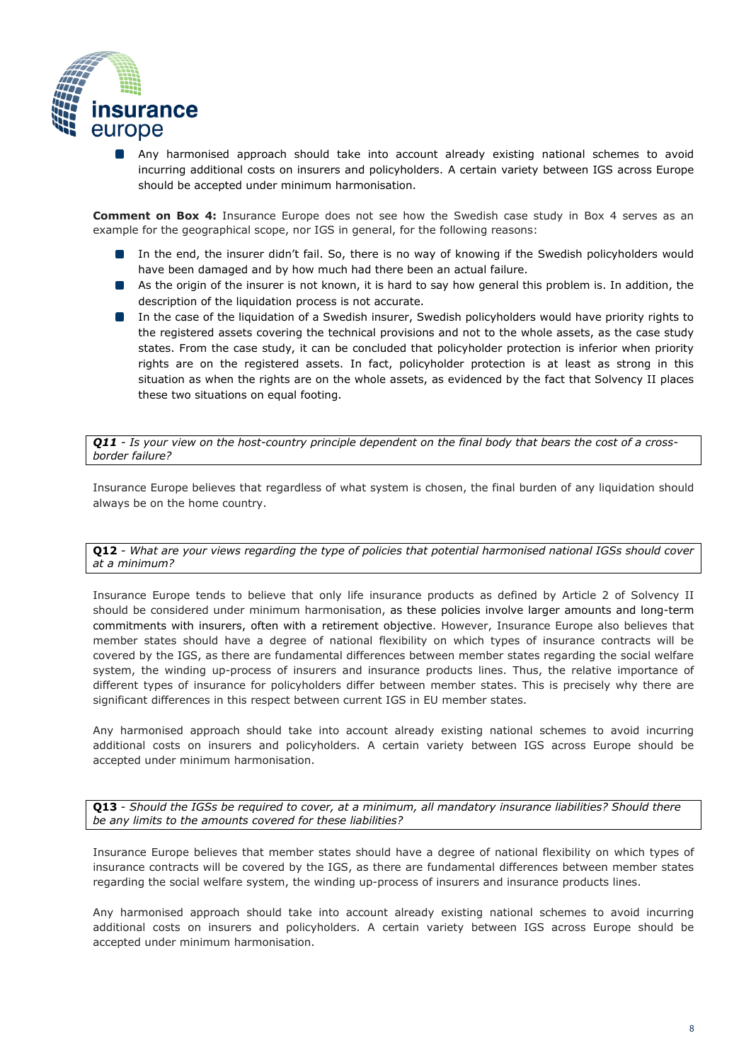- Any harmonised approach should take into account already existing national schemes to avoid incurring additional costs on insurers and policyholders. A certain variety between IGS across Europe should be accepted under minimum harmonisation.

**Comment on Box 4:** Insurance Europe does not see how the Swedish case study in Box 4 serves as an example for the geographical scope, nor IGS in general, for the following reasons:

- In the end, the insurer didn't fail. So, there is no way of knowing if the Swedish policyholders would have been damaged and by how much had there been an actual failure.
- As the origin of the insurer is not known, it is hard to say how general this problem is. In addition, the description of the liquidation process is not accurate.
- In the case of the liquidation of a Swedish insurer, Swedish policyholders would have priority rights to the registered assets covering the technical provisions and not to the whole assets, as the case study states. From the case study, it can be concluded that policyholder protection is inferior when priority rights are on the registered assets. In fact, policyholder protection is at least as strong in this situation as when the rights are on the whole assets, as evidenced by the fact that Solvency II places these two situations on equal footing.

***Q11** - Is your view on the host-country principle dependent on the final body that bears the cost of a cross-border failure?*

Insurance Europe believes that regardless of what system is chosen, the final burden of any liquidation should always be on the home country.

**Q12** - *What are your views regarding the type of policies that potential harmonised national IGSs should cover at a minimum?*

Insurance Europe tends to believe that only life insurance products as defined by Article 2 of Solvency II should be considered under minimum harmonisation, as these policies involve larger amounts and long-term commitments with insurers, often with a retirement objective. However, Insurance Europe also believes that member states should have a degree of national flexibility on which types of insurance contracts will be covered by the IGS, as there are fundamental differences between member states regarding the social welfare system, the winding up-process of insurers and insurance products lines. Thus, the relative importance of different types of insurance for policyholders differ between member states. This is precisely why there are significant differences in this respect between current IGS in EU member states.

Any harmonised approach should take into account already existing national schemes to avoid incurring additional costs on insurers and policyholders. A certain variety between IGS across Europe should be accepted under minimum harmonisation.

**Q13** - *Should the IGSs be required to cover, at a minimum, all mandatory insurance liabilities? Should there be any limits to the amounts covered for these liabilities?*

Insurance Europe believes that member states should have a degree of national flexibility on which types of insurance contracts will be covered by the IGS, as there are fundamental differences between member states regarding the social welfare system, the winding up-process of insurers and insurance products lines.

Any harmonised approach should take into account already existing national schemes to avoid incurring additional costs on insurers and policyholders. A certain variety between IGS across Europe should be accepted under minimum harmonisation.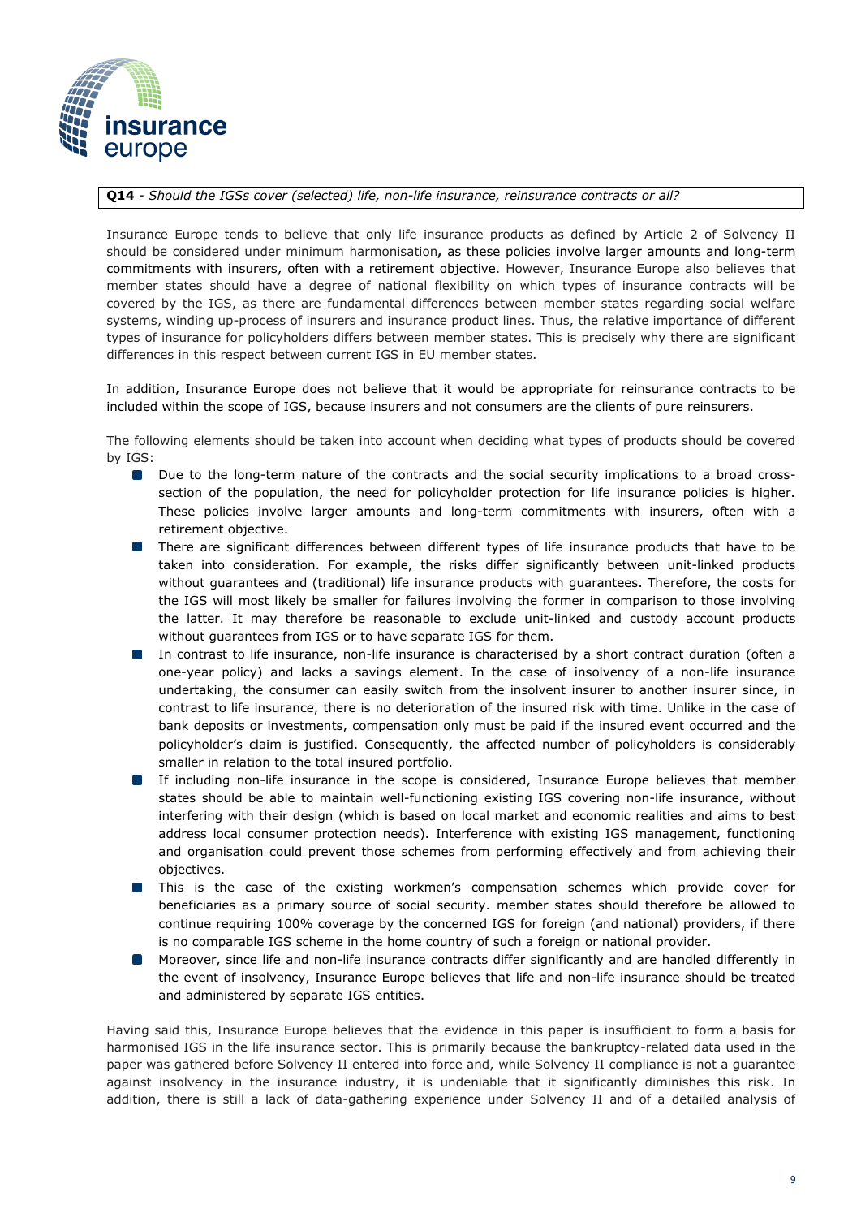**Q14** - *Should the IGSs cover (selected) life, non-life insurance, reinsurance contracts or all?*

Insurance Europe tends to believe that only life insurance products as defined by Article 2 of Solvency II should be considered under minimum harmonisation**,** as these policies involve larger amounts and long-term commitments with insurers, often with a retirement objective. However, Insurance Europe also believes that member states should have a degree of national flexibility on which types of insurance contracts will be covered by the IGS, as there are fundamental differences between member states regarding social welfare systems, winding up-process of insurers and insurance product lines. Thus, the relative importance of different types of insurance for policyholders differs between member states. This is precisely why there are significant differences in this respect between current IGS in EU member states.

In addition, Insurance Europe does not believe that it would be appropriate for reinsurance contracts to be included within the scope of IGS, because insurers and not consumers are the clients of pure reinsurers.

The following elements should be taken into account when deciding what types of products should be covered by IGS:

- Due to the long-term nature of the contracts and the social security implications to a broad cross-section of the population, the need for policyholder protection for life insurance policies is higher. These policies involve larger amounts and long-term commitments with insurers, often with a retirement objective.
- There are significant differences between different types of life insurance products that have to be taken into consideration. For example, the risks differ significantly between unit-linked products without guarantees and (traditional) life insurance products with guarantees. Therefore, the costs for the IGS will most likely be smaller for failures involving the former in comparison to those involving the latter. It may therefore be reasonable to exclude unit-linked and custody account products without guarantees from IGS or to have separate IGS for them.
- In contrast to life insurance, non-life insurance is characterised by a short contract duration (often a one-year policy) and lacks a savings element. In the case of insolvency of a non-life insurance undertaking, the consumer can easily switch from the insolvent insurer to another insurer since, in contrast to life insurance, there is no deterioration of the insured risk with time. Unlike in the case of bank deposits or investments, compensation only must be paid if the insured event occurred and the policyholder's claim is justified. Consequently, the affected number of policyholders is considerably smaller in relation to the total insured portfolio.
- If including non-life insurance in the scope is considered, Insurance Europe believes that member states should be able to maintain well-functioning existing IGS covering non-life insurance, without interfering with their design (which is based on local market and economic realities and aims to best address local consumer protection needs). Interference with existing IGS management, functioning and organisation could prevent those schemes from performing effectively and from achieving their objectives.
- This is the case of the existing workmen's compensation schemes which provide cover for beneficiaries as a primary source of social security. member states should therefore be allowed to continue requiring 100% coverage by the concerned IGS for foreign (and national) providers, if there is no comparable IGS scheme in the home country of such a foreign or national provider.
- Moreover, since life and non-life insurance contracts differ significantly and are handled differently in the event of insolvency, Insurance Europe believes that life and non-life insurance should be treated and administered by separate IGS entities.

Having said this, Insurance Europe believes that the evidence in this paper is insufficient to form a basis for harmonised IGS in the life insurance sector. This is primarily because the bankruptcy-related data used in the paper was gathered before Solvency II entered into force and, while Solvency II compliance is not a guarantee against insolvency in the insurance industry, it is undeniable that it significantly diminishes this risk. In addition, there is still a lack of data-gathering experience under Solvency II and of a detailed analysis of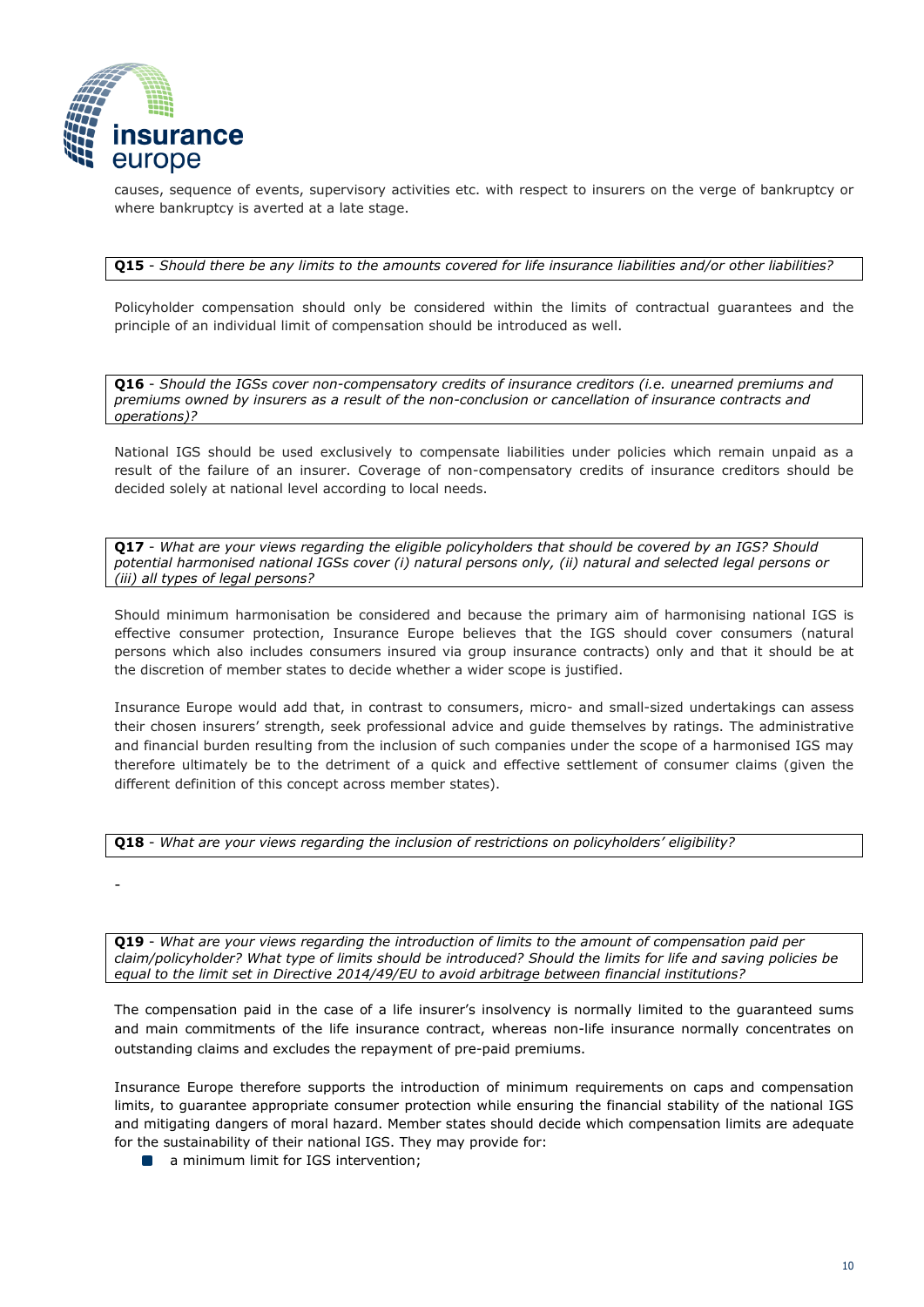causes, sequence of events, supervisory activities etc. with respect to insurers on the verge of bankruptcy or where bankruptcy is averted at a late stage.

**Q15** - *Should there be any limits to the amounts covered for life insurance liabilities and/or other liabilities?*

Policyholder compensation should only be considered within the limits of contractual guarantees and the principle of an individual limit of compensation should be introduced as well.

**Q16** - *Should the IGSs cover non-compensatory credits of insurance creditors (i.e. unearned premiums and premiums owned by insurers as a result of the non-conclusion or cancellation of insurance contracts and operations)?*

National IGS should be used exclusively to compensate liabilities under policies which remain unpaid as a result of the failure of an insurer. Coverage of non-compensatory credits of insurance creditors should be decided solely at national level according to local needs.

**Q17** - *What are your views regarding the eligible policyholders that should be covered by an IGS? Should potential harmonised national IGSs cover (i) natural persons only, (ii) natural and selected legal persons or (iii) all types of legal persons?*

Should minimum harmonisation be considered and because the primary aim of harmonising national IGS is effective consumer protection, Insurance Europe believes that the IGS should cover consumers (natural persons which also includes consumers insured via group insurance contracts) only and that it should be at the discretion of member states to decide whether a wider scope is justified.

Insurance Europe would add that, in contrast to consumers, micro- and small-sized undertakings can assess their chosen insurers' strength, seek professional advice and guide themselves by ratings. The administrative and financial burden resulting from the inclusion of such companies under the scope of a harmonised IGS may therefore ultimately be to the detriment of a quick and effective settlement of consumer claims (given the different definition of this concept across member states).

**Q18** - *What are your views regarding the inclusion of restrictions on policyholders' eligibility?*

-

**Q19** - *What are your views regarding the introduction of limits to the amount of compensation paid per claim/policyholder? What type of limits should be introduced? Should the limits for life and saving policies be equal to the limit set in Directive 2014/49/EU to avoid arbitrage between financial institutions?*

The compensation paid in the case of a life insurer's insolvency is normally limited to the guaranteed sums and main commitments of the life insurance contract, whereas non-life insurance normally concentrates on outstanding claims and excludes the repayment of pre-paid premiums.

Insurance Europe therefore supports the introduction of minimum requirements on caps and compensation limits, to guarantee appropriate consumer protection while ensuring the financial stability of the national IGS and mitigating dangers of moral hazard. Member states should decide which compensation limits are adequate for the sustainability of their national IGS. They may provide for:

- a minimum limit for IGS intervention;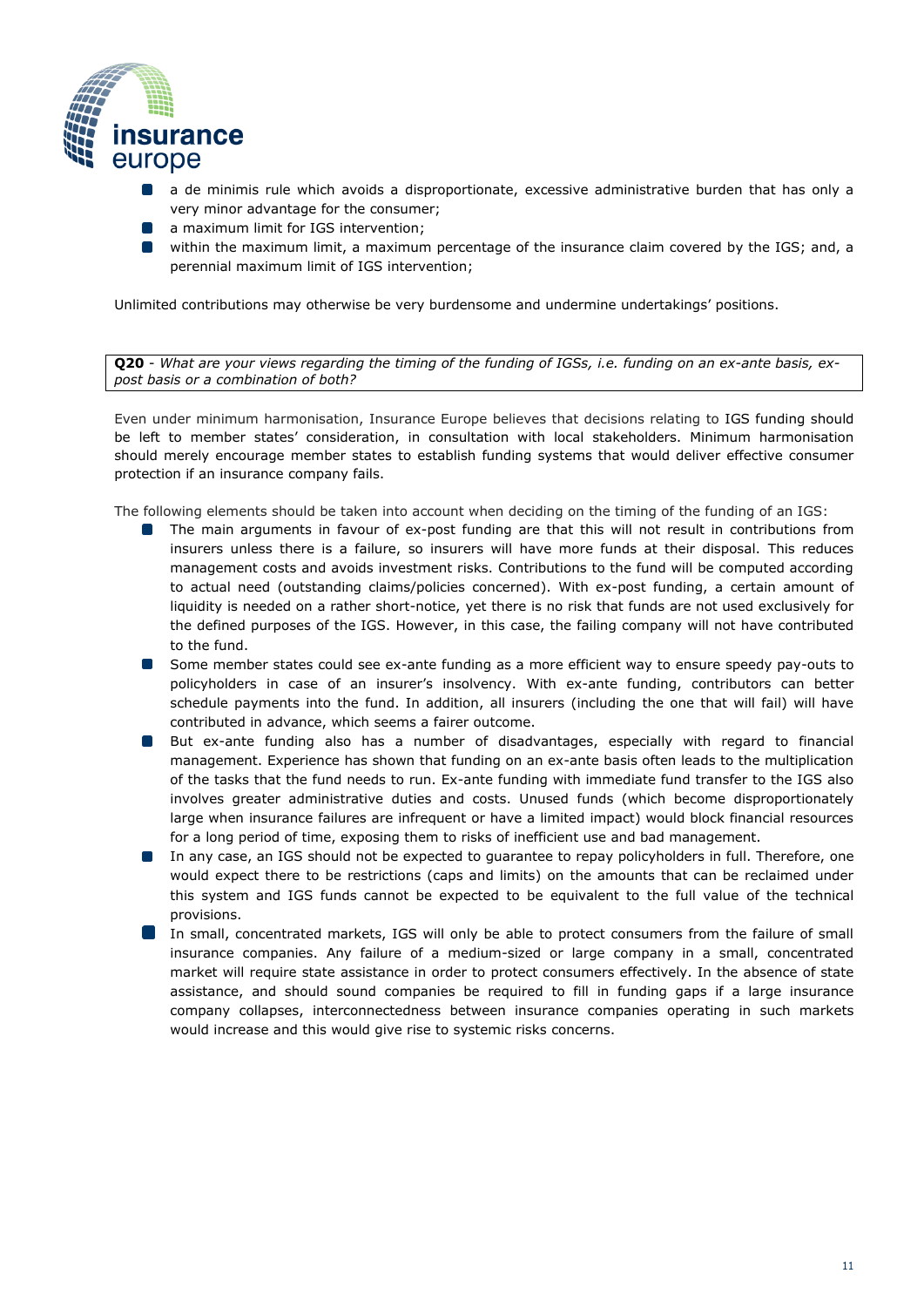- a de minimis rule which avoids a disproportionate, excessive administrative burden that has only a very minor advantage for the consumer;
- a maximum limit for IGS intervention;
- within the maximum limit, a maximum percentage of the insurance claim covered by the IGS; and, a perennial maximum limit of IGS intervention;

Unlimited contributions may otherwise be very burdensome and undermine undertakings' positions.

**Q20** - *What are your views regarding the timing of the funding of IGSs, i.e. funding on an ex-ante basis, ex-post basis or a combination of both?*

Even under minimum harmonisation, Insurance Europe believes that decisions relating to IGS funding should be left to member states' consideration, in consultation with local stakeholders. Minimum harmonisation should merely encourage member states to establish funding systems that would deliver effective consumer protection if an insurance company fails.

The following elements should be taken into account when deciding on the timing of the funding of an IGS:

- The main arguments in favour of ex-post funding are that this will not result in contributions from insurers unless there is a failure, so insurers will have more funds at their disposal. This reduces management costs and avoids investment risks. Contributions to the fund will be computed according to actual need (outstanding claims/policies concerned). With ex-post funding, a certain amount of liquidity is needed on a rather short-notice, yet there is no risk that funds are not used exclusively for the defined purposes of the IGS. However, in this case, the failing company will not have contributed to the fund.
- Some member states could see ex-ante funding as a more efficient way to ensure speedy pay-outs to policyholders in case of an insurer's insolvency. With ex-ante funding, contributors can better schedule payments into the fund. In addition, all insurers (including the one that will fail) will have contributed in advance, which seems a fairer outcome.
- But ex-ante funding also has a number of disadvantages, especially with regard to financial management. Experience has shown that funding on an ex-ante basis often leads to the multiplication of the tasks that the fund needs to run. Ex-ante funding with immediate fund transfer to the IGS also involves greater administrative duties and costs. Unused funds (which become disproportionately large when insurance failures are infrequent or have a limited impact) would block financial resources for a long period of time, exposing them to risks of inefficient use and bad management.
- In any case, an IGS should not be expected to guarantee to repay policyholders in full. Therefore, one would expect there to be restrictions (caps and limits) on the amounts that can be reclaimed under this system and IGS funds cannot be expected to be equivalent to the full value of the technical provisions.
- In small, concentrated markets, IGS will only be able to protect consumers from the failure of small insurance companies. Any failure of a medium-sized or large company in a small, concentrated market will require state assistance in order to protect consumers effectively. In the absence of state assistance, and should sound companies be required to fill in funding gaps if a large insurance company collapses, interconnectedness between insurance companies operating in such markets would increase and this would give rise to systemic risks concerns.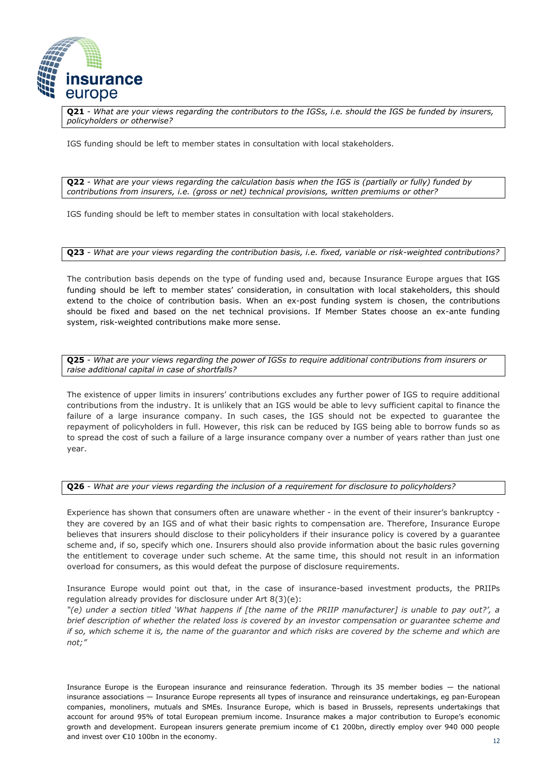**Q21** - *What are your views regarding the contributors to the IGSs, i.e. should the IGS be funded by insurers, policyholders or otherwise?*

IGS funding should be left to member states in consultation with local stakeholders.

**Q22** - *What are your views regarding the calculation basis when the IGS is (partially or fully) funded by contributions from insurers, i.e. (gross or net) technical provisions, written premiums or other?*

IGS funding should be left to member states in consultation with local stakeholders.

**Q23** - *What are your views regarding the contribution basis, i.e. fixed, variable or risk-weighted contributions?*

The contribution basis depends on the type of funding used and, because Insurance Europe argues that IGS funding should be left to member states' consideration, in consultation with local stakeholders, this should extend to the choice of contribution basis. When an ex-post funding system is chosen, the contributions should be fixed and based on the net technical provisions. If Member States choose an ex-ante funding system, risk-weighted contributions make more sense.

**Q25** - *What are your views regarding the power of IGSs to require additional contributions from insurers or raise additional capital in case of shortfalls?*

The existence of upper limits in insurers' contributions excludes any further power of IGS to require additional contributions from the industry. It is unlikely that an IGS would be able to levy sufficient capital to finance the failure of a large insurance company. In such cases, the IGS should not be expected to guarantee the repayment of policyholders in full. However, this risk can be reduced by IGS being able to borrow funds so as to spread the cost of such a failure of a large insurance company over a number of years rather than just one year.

**Q26** - *What are your views regarding the inclusion of a requirement for disclosure to policyholders?*

Experience has shown that consumers often are unaware whether - in the event of their insurer's bankruptcy - they are covered by an IGS and of what their basic rights to compensation are. Therefore, Insurance Europe believes that insurers should disclose to their policyholders if their insurance policy is covered by a guarantee scheme and, if so, specify which one. Insurers should also provide information about the basic rules governing the entitlement to coverage under such scheme. At the same time, this should not result in an information overload for consumers, as this would defeat the purpose of disclosure requirements.

Insurance Europe would point out that, in the case of insurance-based investment products, the PRIIPs regulation already provides for disclosure under Art 8(3)(e):
*"(e) under a section titled 'What happens if [the name of the PRIIP manufacturer] is unable to pay out?', a brief description of whether the related loss is covered by an investor compensation or guarantee scheme and if so, which scheme it is, the name of the guarantor and which risks are covered by the scheme and which are not;"*

Insurance Europe is the European insurance and reinsurance federation. Through its 35 member bodies — the national insurance associations — Insurance Europe represents all types of insurance and reinsurance undertakings, eg pan-European companies, monoliners, mutuals and SMEs. Insurance Europe, which is based in Brussels, represents undertakings that account for around 95% of total European premium income. Insurance makes a major contribution to Europe's economic growth and development. European insurers generate premium income of €1 200bn, directly employ over 940 000 people and invest over €10 100bn in the economy.